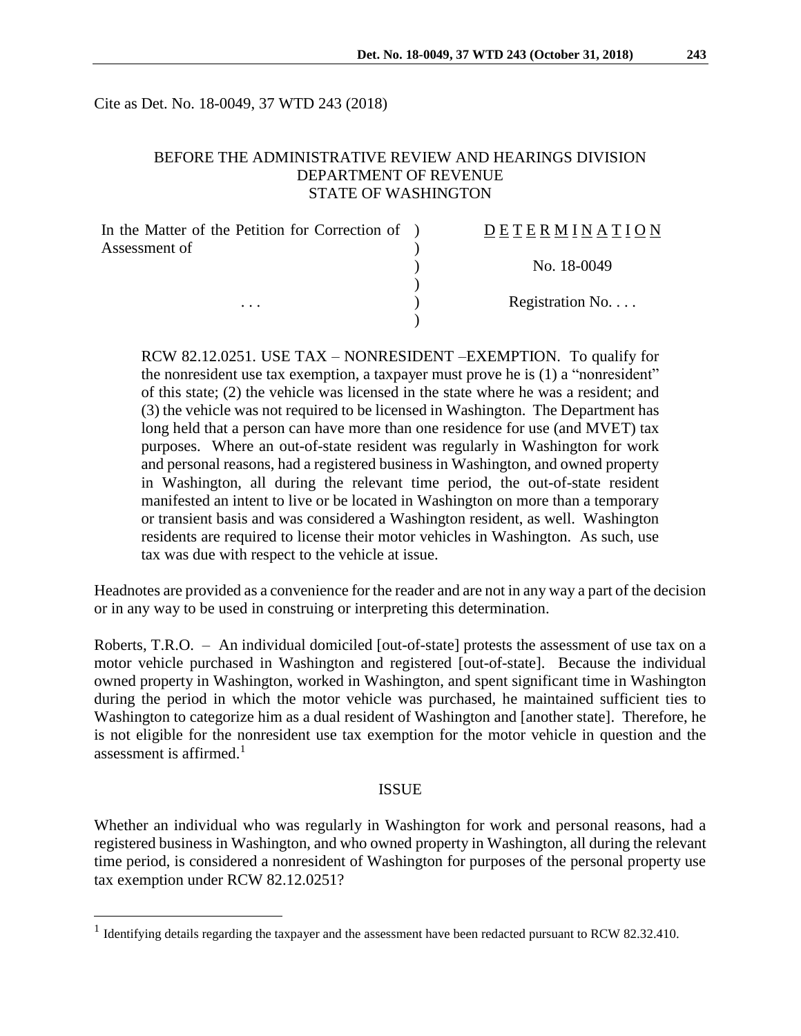Cite as Det. No. 18-0049, 37 WTD 243 (2018)

BEFORE THE ADMINISTRATIVE REVIEW AND HEARINGS DIVISION
DEPARTMENT OF REVENUE
STATE OF WASHINGTON

| In the Matter of the Petition for Correction of Assessment of | ) | DETERMINATION |
|---|---|---|
| | ) | No. 18-0049 |
| . . . | ) | Registration No. . . . |

RCW 82.12.0251. USE TAX – NONRESIDENT –EXEMPTION. To qualify for the nonresident use tax exemption, a taxpayer must prove he is (1) a "nonresident" of this state; (2) the vehicle was licensed in the state where he was a resident; and (3) the vehicle was not required to be licensed in Washington. The Department has long held that a person can have more than one residence for use (and MVET) tax purposes. Where an out-of-state resident was regularly in Washington for work and personal reasons, had a registered business in Washington, and owned property in Washington, all during the relevant time period, the out-of-state resident manifested an intent to live or be located in Washington on more than a temporary or transient basis and was considered a Washington resident, as well. Washington residents are required to license their motor vehicles in Washington. As such, use tax was due with respect to the vehicle at issue.

Headnotes are provided as a convenience for the reader and are not in any way a part of the decision or in any way to be used in construing or interpreting this determination.

Roberts, T.R.O. – An individual domiciled [out-of-state] protests the assessment of use tax on a motor vehicle purchased in Washington and registered [out-of-state]. Because the individual owned property in Washington, worked in Washington, and spent significant time in Washington during the period in which the motor vehicle was purchased, he maintained sufficient ties to Washington to categorize him as a dual resident of Washington and [another state]. Therefore, he is not eligible for the nonresident use tax exemption for the motor vehicle in question and the assessment is affirmed.[1]

## ISSUE

Whether an individual who was regularly in Washington for work and personal reasons, had a registered business in Washington, and who owned property in Washington, all during the relevant time period, is considered a nonresident of Washington for purposes of the personal property use tax exemption under RCW 82.12.0251?

[1] Identifying details regarding the taxpayer and the assessment have been redacted pursuant to RCW 82.32.410.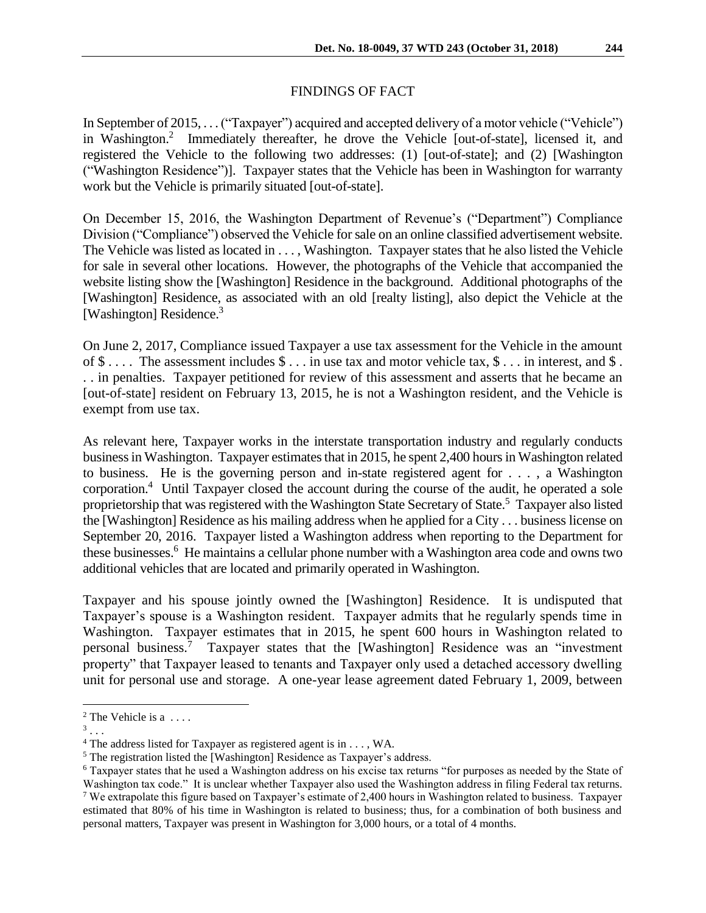## FINDINGS OF FACT

In September of 2015, . . . ("Taxpayer") acquired and accepted delivery of a motor vehicle ("Vehicle") in Washington.[2] Immediately thereafter, he drove the Vehicle [out-of-state], licensed it, and registered the Vehicle to the following two addresses: (1) [out-of-state]; and (2) [Washington ("Washington Residence")]. Taxpayer states that the Vehicle has been in Washington for warranty work but the Vehicle is primarily situated [out-of-state].

On December 15, 2016, the Washington Department of Revenue's ("Department") Compliance Division ("Compliance") observed the Vehicle for sale on an online classified advertisement website. The Vehicle was listed as located in . . . , Washington. Taxpayer states that he also listed the Vehicle for sale in several other locations. However, the photographs of the Vehicle that accompanied the website listing show the [Washington] Residence in the background. Additional photographs of the [Washington] Residence, as associated with an old [realty listing], also depict the Vehicle at the [Washington] Residence.[3]

On June 2, 2017, Compliance issued Taxpayer a use tax assessment for the Vehicle in the amount of $ . . . . The assessment includes $ . . . in use tax and motor vehicle tax, $ . . . in interest, and $ . . . in penalties. Taxpayer petitioned for review of this assessment and asserts that he became an [out-of-state] resident on February 13, 2015, he is not a Washington resident, and the Vehicle is exempt from use tax.

As relevant here, Taxpayer works in the interstate transportation industry and regularly conducts business in Washington. Taxpayer estimates that in 2015, he spent 2,400 hours in Washington related to business. He is the governing person and in-state registered agent for . . . , a Washington corporation.[4] Until Taxpayer closed the account during the course of the audit, he operated a sole proprietorship that was registered with the Washington State Secretary of State.[5] Taxpayer also listed the [Washington] Residence as his mailing address when he applied for a City . . . business license on September 20, 2016. Taxpayer listed a Washington address when reporting to the Department for these businesses.[6] He maintains a cellular phone number with a Washington area code and owns two additional vehicles that are located and primarily operated in Washington.

Taxpayer and his spouse jointly owned the [Washington] Residence. It is undisputed that Taxpayer's spouse is a Washington resident. Taxpayer admits that he regularly spends time in Washington. Taxpayer estimates that in 2015, he spent 600 hours in Washington related to personal business.[7] Taxpayer states that the [Washington] Residence was an "investment property" that Taxpayer leased to tenants and Taxpayer only used a detached accessory dwelling unit for personal use and storage. A one-year lease agreement dated February 1, 2009, between

---

[2] The Vehicle is a . . . .

[3] . . .

[4] The address listed for Taxpayer as registered agent is in . . . , WA.

[5] The registration listed the [Washington] Residence as Taxpayer's address.

[6] Taxpayer states that he used a Washington address on his excise tax returns "for purposes as needed by the State of Washington tax code." It is unclear whether Taxpayer also used the Washington address in filing Federal tax returns.

[7] We extrapolate this figure based on Taxpayer's estimate of 2,400 hours in Washington related to business. Taxpayer estimated that 80% of his time in Washington is related to business; thus, for a combination of both business and personal matters, Taxpayer was present in Washington for 3,000 hours, or a total of 4 months.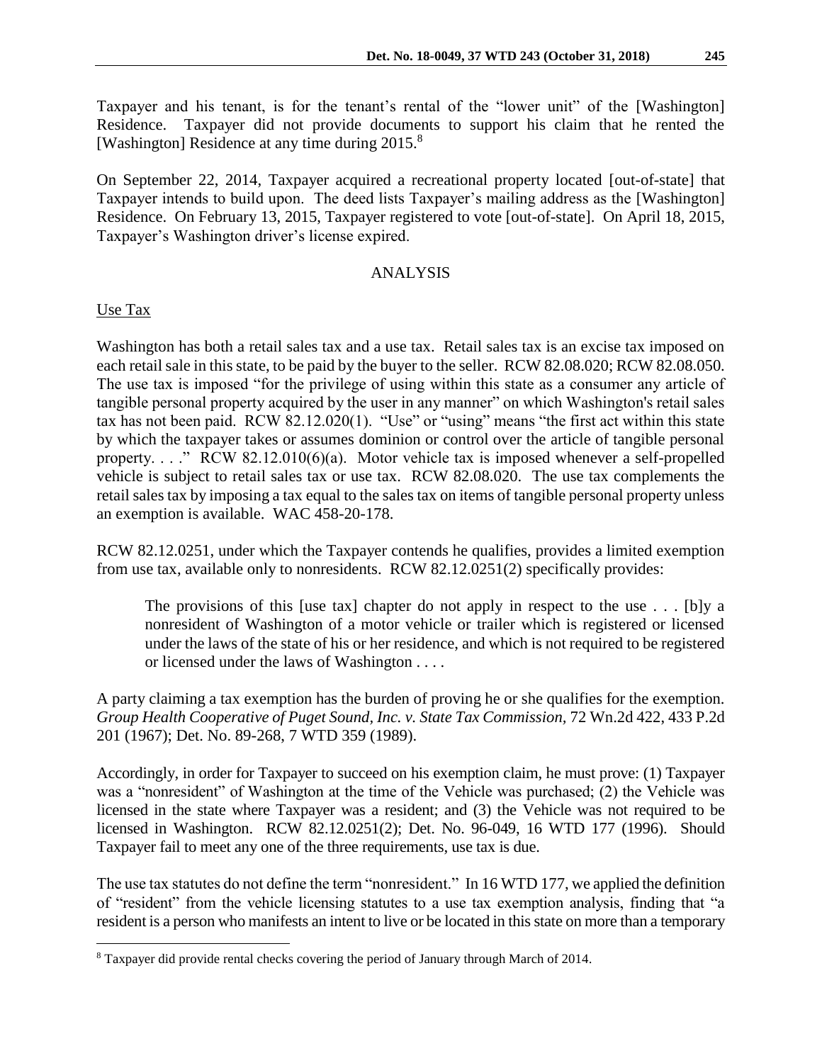Taxpayer and his tenant, is for the tenant's rental of the "lower unit" of the [Washington] Residence. Taxpayer did not provide documents to support his claim that he rented the [Washington] Residence at any time during 2015.[8]

On September 22, 2014, Taxpayer acquired a recreational property located [out-of-state] that Taxpayer intends to build upon. The deed lists Taxpayer's mailing address as the [Washington] Residence. On February 13, 2015, Taxpayer registered to vote [out-of-state]. On April 18, 2015, Taxpayer's Washington driver's license expired.

## ANALYSIS

Use Tax

Washington has both a retail sales tax and a use tax. Retail sales tax is an excise tax imposed on each retail sale in this state, to be paid by the buyer to the seller. RCW 82.08.020; RCW 82.08.050. The use tax is imposed "for the privilege of using within this state as a consumer any article of tangible personal property acquired by the user in any manner" on which Washington's retail sales tax has not been paid. RCW 82.12.020(1). "Use" or "using" means "the first act within this state by which the taxpayer takes or assumes dominion or control over the article of tangible personal property. . . ." RCW 82.12.010(6)(a). Motor vehicle tax is imposed whenever a self-propelled vehicle is subject to retail sales tax or use tax. RCW 82.08.020. The use tax complements the retail sales tax by imposing a tax equal to the sales tax on items of tangible personal property unless an exemption is available. WAC 458-20-178.

RCW 82.12.0251, under which the Taxpayer contends he qualifies, provides a limited exemption from use tax, available only to nonresidents. RCW 82.12.0251(2) specifically provides:

> The provisions of this [use tax] chapter do not apply in respect to the use . . . [b]y a nonresident of Washington of a motor vehicle or trailer which is registered or licensed under the laws of the state of his or her residence, and which is not required to be registered or licensed under the laws of Washington . . . .

A party claiming a tax exemption has the burden of proving he or she qualifies for the exemption. *Group Health Cooperative of Puget Sound, Inc. v. State Tax Commission*, 72 Wn.2d 422, 433 P.2d 201 (1967); Det. No. 89-268, 7 WTD 359 (1989).

Accordingly, in order for Taxpayer to succeed on his exemption claim, he must prove: (1) Taxpayer was a "nonresident" of Washington at the time of the Vehicle was purchased; (2) the Vehicle was licensed in the state where Taxpayer was a resident; and (3) the Vehicle was not required to be licensed in Washington. RCW 82.12.0251(2); Det. No. 96-049, 16 WTD 177 (1996). Should Taxpayer fail to meet any one of the three requirements, use tax is due.

The use tax statutes do not define the term "nonresident." In 16 WTD 177, we applied the definition of "resident" from the vehicle licensing statutes to a use tax exemption analysis, finding that "a resident is a person who manifests an intent to live or be located in this state on more than a temporary

[8] Taxpayer did provide rental checks covering the period of January through March of 2014.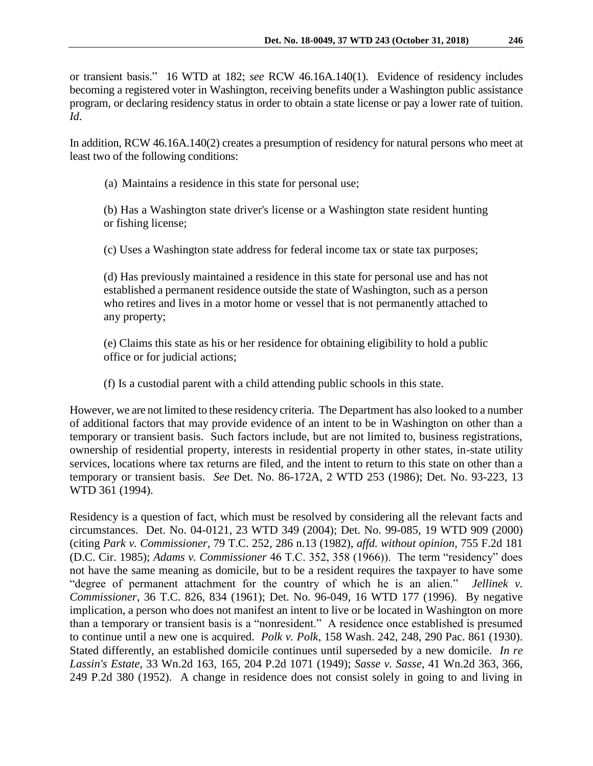or transient basis." 16 WTD at 182; *see* RCW 46.16A.140(1). Evidence of residency includes becoming a registered voter in Washington, receiving benefits under a Washington public assistance program, or declaring residency status in order to obtain a state license or pay a lower rate of tuition. *Id*.

In addition, RCW 46.16A.140(2) creates a presumption of residency for natural persons who meet at least two of the following conditions:

> (a) Maintains a residence in this state for personal use;
>
> (b) Has a Washington state driver's license or a Washington state resident hunting or fishing license;
>
> (c) Uses a Washington state address for federal income tax or state tax purposes;
>
> (d) Has previously maintained a residence in this state for personal use and has not established a permanent residence outside the state of Washington, such as a person who retires and lives in a motor home or vessel that is not permanently attached to any property;
>
> (e) Claims this state as his or her residence for obtaining eligibility to hold a public office or for judicial actions;
>
> (f) Is a custodial parent with a child attending public schools in this state.

However, we are not limited to these residency criteria. The Department has also looked to a number of additional factors that may provide evidence of an intent to be in Washington on other than a temporary or transient basis. Such factors include, but are not limited to, business registrations, ownership of residential property, interests in residential property in other states, in-state utility services, locations where tax returns are filed, and the intent to return to this state on other than a temporary or transient basis. *See* Det. No. 86-172A, 2 WTD 253 (1986); Det. No. 93-223, 13 WTD 361 (1994).

Residency is a question of fact, which must be resolved by considering all the relevant facts and circumstances. Det. No. 04-0121, 23 WTD 349 (2004); Det. No. 99-085, 19 WTD 909 (2000) (citing *Park v. Commissioner*, 79 T.C. 252, 286 n.13 (1982), *affd. without opinion,* 755 F.2d 181 (D.C. Cir. 1985); *Adams v. Commissioner* 46 T.C. 352, 358 (1966)). The term "residency" does not have the same meaning as domicile, but to be a resident requires the taxpayer to have some "degree of permanent attachment for the country of which he is an alien." *Jellinek v. Commissioner*, 36 T.C. 826, 834 (1961); Det. No. 96-049, 16 WTD 177 (1996). By negative implication, a person who does not manifest an intent to live or be located in Washington on more than a temporary or transient basis is a "nonresident." A residence once established is presumed to continue until a new one is acquired. *Polk v. Polk*, 158 Wash. 242, 248, 290 Pac. 861 (1930). Stated differently, an established domicile continues until superseded by a new domicile. *In re Lassin's Estate*, 33 Wn.2d 163, 165, 204 P.2d 1071 (1949); *Sasse v. Sasse*, 41 Wn.2d 363, 366, 249 P.2d 380 (1952). A change in residence does not consist solely in going to and living in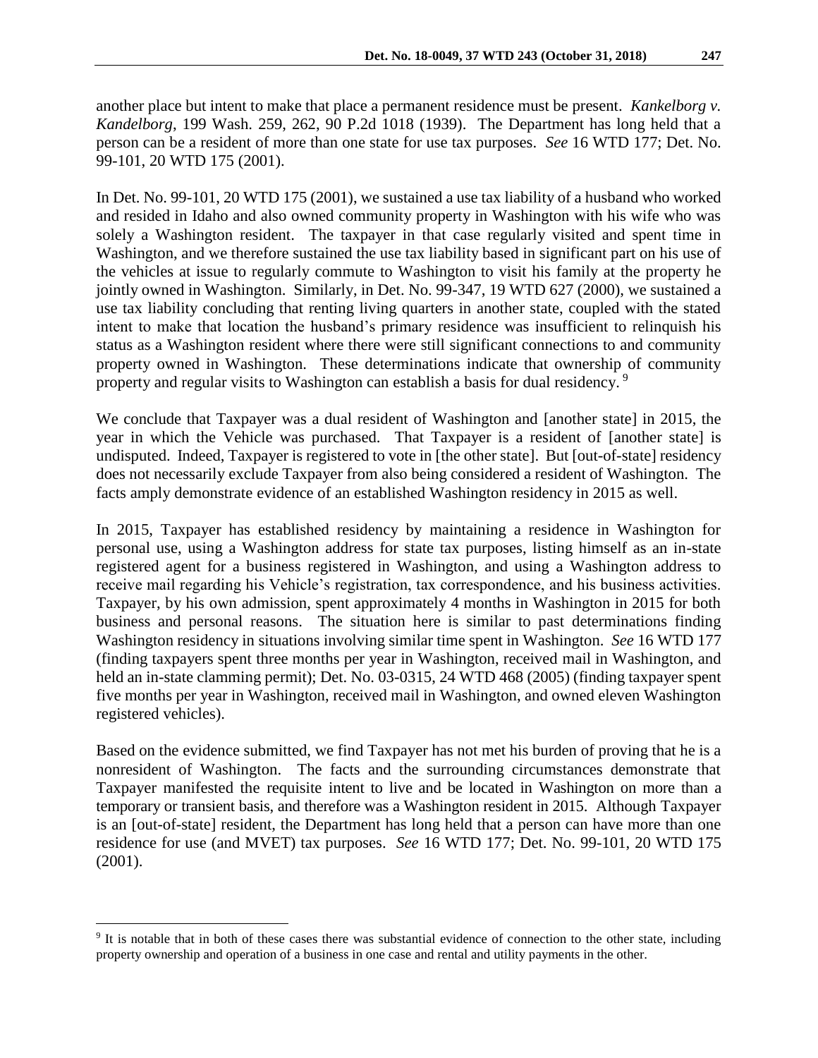another place but intent to make that place a permanent residence must be present. *Kankelborg v. Kandelborg*, 199 Wash. 259, 262, 90 P.2d 1018 (1939). The Department has long held that a person can be a resident of more than one state for use tax purposes. *See* 16 WTD 177; Det. No. 99-101, 20 WTD 175 (2001).

In Det. No. 99-101, 20 WTD 175 (2001), we sustained a use tax liability of a husband who worked and resided in Idaho and also owned community property in Washington with his wife who was solely a Washington resident. The taxpayer in that case regularly visited and spent time in Washington, and we therefore sustained the use tax liability based in significant part on his use of the vehicles at issue to regularly commute to Washington to visit his family at the property he jointly owned in Washington. Similarly, in Det. No. 99-347, 19 WTD 627 (2000), we sustained a use tax liability concluding that renting living quarters in another state, coupled with the stated intent to make that location the husband's primary residence was insufficient to relinquish his status as a Washington resident where there were still significant connections to and community property owned in Washington. These determinations indicate that ownership of community property and regular visits to Washington can establish a basis for dual residency. [9]

We conclude that Taxpayer was a dual resident of Washington and [another state] in 2015, the year in which the Vehicle was purchased. That Taxpayer is a resident of [another state] is undisputed. Indeed, Taxpayer is registered to vote in [the other state]. But [out-of-state] residency does not necessarily exclude Taxpayer from also being considered a resident of Washington. The facts amply demonstrate evidence of an established Washington residency in 2015 as well.

In 2015, Taxpayer has established residency by maintaining a residence in Washington for personal use, using a Washington address for state tax purposes, listing himself as an in-state registered agent for a business registered in Washington, and using a Washington address to receive mail regarding his Vehicle's registration, tax correspondence, and his business activities. Taxpayer, by his own admission, spent approximately 4 months in Washington in 2015 for both business and personal reasons. The situation here is similar to past determinations finding Washington residency in situations involving similar time spent in Washington. *See* 16 WTD 177 (finding taxpayers spent three months per year in Washington, received mail in Washington, and held an in-state clamming permit); Det. No. 03-0315, 24 WTD 468 (2005) (finding taxpayer spent five months per year in Washington, received mail in Washington, and owned eleven Washington registered vehicles).

Based on the evidence submitted, we find Taxpayer has not met his burden of proving that he is a nonresident of Washington. The facts and the surrounding circumstances demonstrate that Taxpayer manifested the requisite intent to live and be located in Washington on more than a temporary or transient basis, and therefore was a Washington resident in 2015. Although Taxpayer is an [out-of-state] resident, the Department has long held that a person can have more than one residence for use (and MVET) tax purposes. *See* 16 WTD 177; Det. No. 99-101, 20 WTD 175 (2001).

[9] It is notable that in both of these cases there was substantial evidence of connection to the other state, including property ownership and operation of a business in one case and rental and utility payments in the other.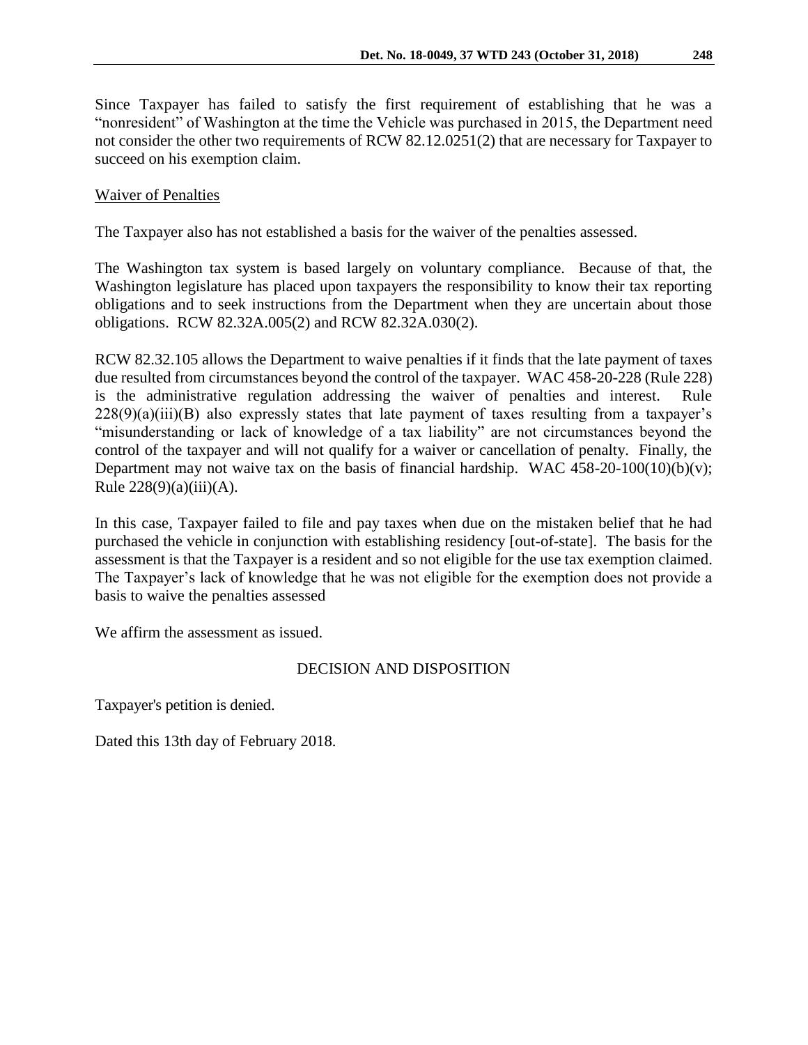Since Taxpayer has failed to satisfy the first requirement of establishing that he was a "nonresident" of Washington at the time the Vehicle was purchased in 2015, the Department need not consider the other two requirements of RCW 82.12.0251(2) that are necessary for Taxpayer to succeed on his exemption claim.

Waiver of Penalties

The Taxpayer also has not established a basis for the waiver of the penalties assessed.

The Washington tax system is based largely on voluntary compliance. Because of that, the Washington legislature has placed upon taxpayers the responsibility to know their tax reporting obligations and to seek instructions from the Department when they are uncertain about those obligations. RCW 82.32A.005(2) and RCW 82.32A.030(2).

RCW 82.32.105 allows the Department to waive penalties if it finds that the late payment of taxes due resulted from circumstances beyond the control of the taxpayer. WAC 458-20-228 (Rule 228) is the administrative regulation addressing the waiver of penalties and interest. Rule 228(9)(a)(iii)(B) also expressly states that late payment of taxes resulting from a taxpayer's "misunderstanding or lack of knowledge of a tax liability" are not circumstances beyond the control of the taxpayer and will not qualify for a waiver or cancellation of penalty. Finally, the Department may not waive tax on the basis of financial hardship. WAC 458-20-100(10)(b)(v); Rule 228(9)(a)(iii)(A).

In this case, Taxpayer failed to file and pay taxes when due on the mistaken belief that he had purchased the vehicle in conjunction with establishing residency [out-of-state]. The basis for the assessment is that the Taxpayer is a resident and so not eligible for the use tax exemption claimed. The Taxpayer's lack of knowledge that he was not eligible for the exemption does not provide a basis to waive the penalties assessed

We affirm the assessment as issued.

DECISION AND DISPOSITION

Taxpayer's petition is denied.

Dated this 13th day of February 2018.